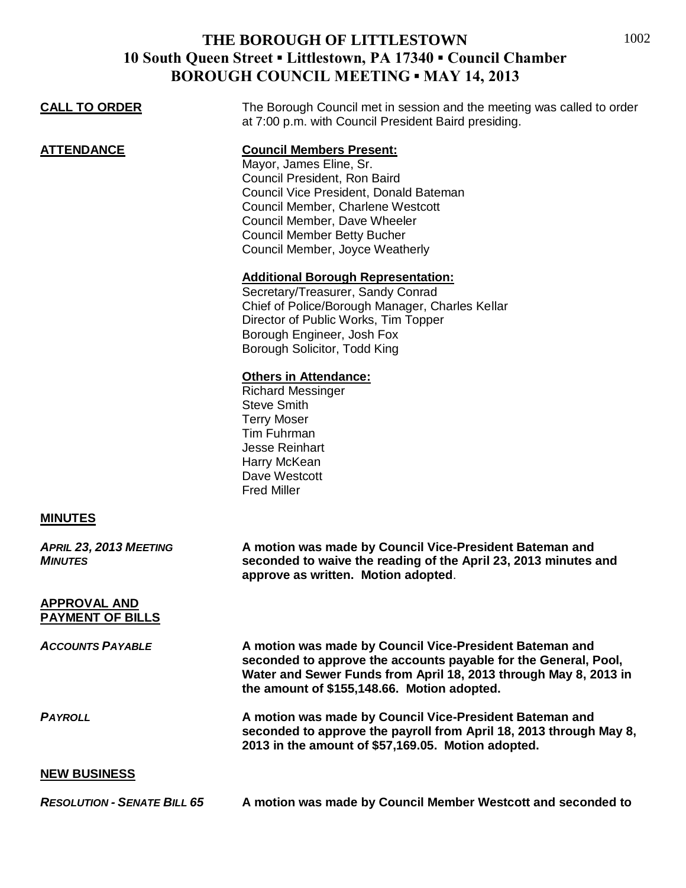# THE BOROUGH OF LITTLESTOWN
## 10 South Queen Street ▪ Littlestown, PA 17340 ▪ Council Chamber
## BOROUGH COUNCIL MEETING ▪ MAY 14, 2013

**CALL TO ORDER**

The Borough Council met in session and the meeting was called to order at 7:00 p.m. with Council President Baird presiding.

**ATTENDANCE**

**Council Members Present:**
Mayor, James Eline, Sr.
Council President, Ron Baird
Council Vice President, Donald Bateman
Council Member, Charlene Westcott
Council Member, Dave Wheeler
Council Member Betty Bucher
Council Member, Joyce Weatherly

**Additional Borough Representation:**
Secretary/Treasurer, Sandy Conrad
Chief of Police/Borough Manager, Charles Kellar
Director of Public Works, Tim Topper
Borough Engineer, Josh Fox
Borough Solicitor, Todd King

**Others in Attendance:**
Richard Messinger
Steve Smith
Terry Moser
Tim Fuhrman
Jesse Reinhart
Harry McKean
Dave Westcott
Fred Miller

**MINUTES**

***APRIL 23, 2013 MEETING MINUTES***

**A motion was made by Council Vice-President Bateman and seconded to waive the reading of the April 23, 2013 minutes and approve as written. Motion adopted**.

**APPROVAL AND PAYMENT OF BILLS**

***ACCOUNTS PAYABLE***

**A motion was made by Council Vice-President Bateman and seconded to approve the accounts payable for the General, Pool, Water and Sewer Funds from April 18, 2013 through May 8, 2013 in the amount of $155,148.66. Motion adopted.**

***PAYROLL***

**A motion was made by Council Vice-President Bateman and seconded to approve the payroll from April 18, 2013 through May 8, 2013 in the amount of $57,169.05. Motion adopted.**

**NEW BUSINESS**

***RESOLUTION - SENATE BILL 65***

**A motion was made by Council Member Westcott and seconded to**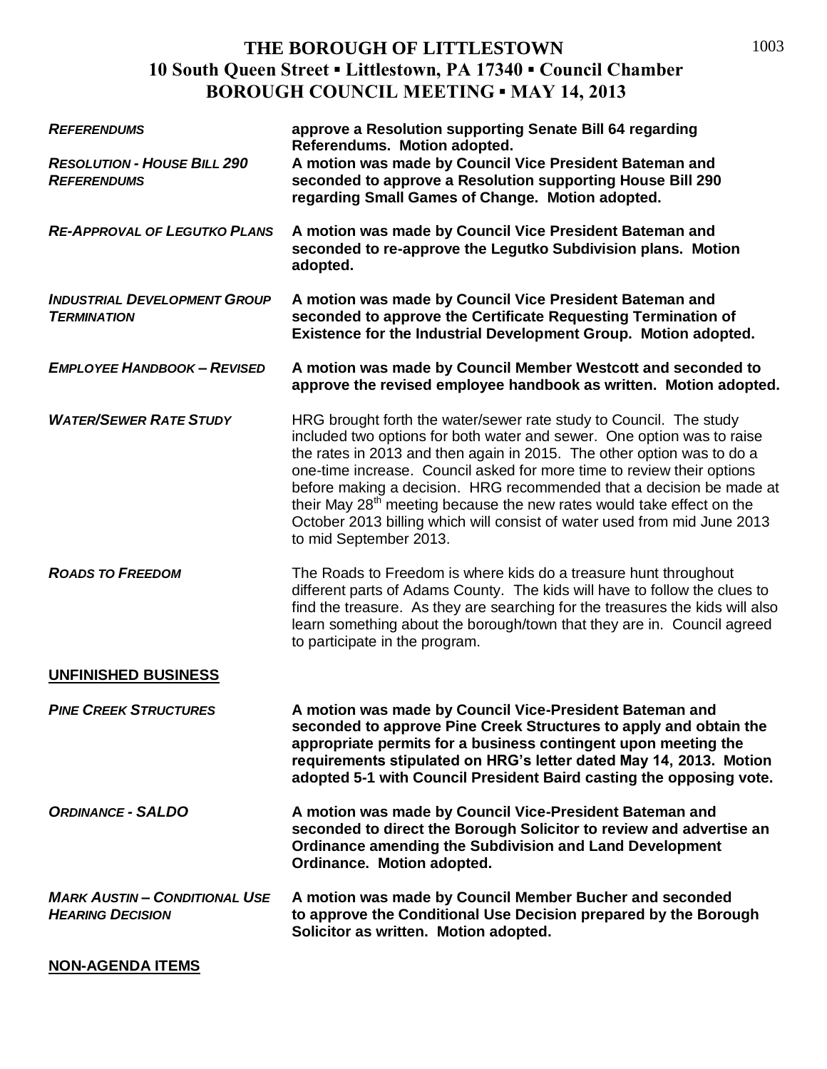# THE BOROUGH OF LITTLESTOWN
## 10 South Queen Street ▪ Littlestown, PA 17340 ▪ Council Chamber
## BOROUGH COUNCIL MEETING ▪ MAY 14, 2013

| | |
|---|---|
| ***REFERENDUMS*** | **approve a Resolution supporting Senate Bill 64 regarding Referendums. Motion adopted.** |
| ***RESOLUTION - HOUSE BILL 290 REFERENDUMS*** | **A motion was made by Council Vice President Bateman and seconded to approve a Resolution supporting House Bill 290 regarding Small Games of Change. Motion adopted.** |
| ***RE-APPROVAL OF LEGUTKO PLANS*** | **A motion was made by Council Vice President Bateman and seconded to re-approve the Legutko Subdivision plans. Motion adopted.** |
| ***INDUSTRIAL DEVELOPMENT GROUP TERMINATION*** | **A motion was made by Council Vice President Bateman and seconded to approve the Certificate Requesting Termination of Existence for the Industrial Development Group. Motion adopted.** |
| ***EMPLOYEE HANDBOOK – REVISED*** | **A motion was made by Council Member Westcott and seconded to approve the revised employee handbook as written. Motion adopted.** |
| ***WATER/SEWER RATE STUDY*** | HRG brought forth the water/sewer rate study to Council. The study included two options for both water and sewer. One option was to raise the rates in 2013 and then again in 2015. The other option was to do a one-time increase. Council asked for more time to review their options before making a decision. HRG recommended that a decision be made at their May 28th meeting because the new rates would take effect on the October 2013 billing which will consist of water used from mid June 2013 to mid September 2013. |
| ***ROADS TO FREEDOM*** | The Roads to Freedom is where kids do a treasure hunt throughout different parts of Adams County. The kids will have to follow the clues to find the treasure. As they are searching for the treasures the kids will also learn something about the borough/town that they are in. Council agreed to participate in the program. |

**UNFINISHED BUSINESS**

| | |
|---|---|
| ***PINE CREEK STRUCTURES*** | **A motion was made by Council Vice-President Bateman and seconded to approve Pine Creek Structures to apply and obtain the appropriate permits for a business contingent upon meeting the requirements stipulated on HRG's letter dated May 14, 2013. Motion adopted 5-1 with Council President Baird casting the opposing vote.** |
| ***ORDINANCE - SALDO*** | **A motion was made by Council Vice-President Bateman and seconded to direct the Borough Solicitor to review and advertise an Ordinance amending the Subdivision and Land Development Ordinance. Motion adopted.** |
| ***MARK AUSTIN – CONDITIONAL USE HEARING DECISION*** | **A motion was made by Council Member Bucher and seconded to approve the Conditional Use Decision prepared by the Borough Solicitor as written. Motion adopted.** |

**NON-AGENDA ITEMS**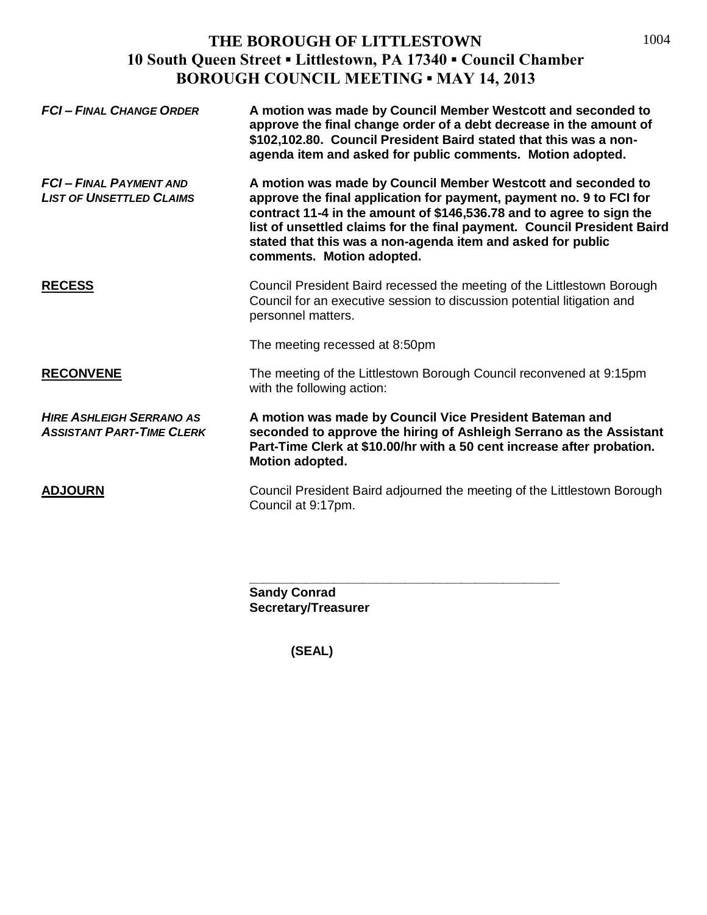# THE BOROUGH OF LITTLESTOWN
## 10 South Queen Street ▪ Littlestown, PA 17340 ▪ Council Chamber
## BOROUGH COUNCIL MEETING ▪ MAY 14, 2013

***FCI – FINAL CHANGE ORDER***

**A motion was made by Council Member Westcott and seconded to approve the final change order of a debt decrease in the amount of $102,102.80. Council President Baird stated that this was a non-agenda item and asked for public comments. Motion adopted.**

***FCI – FINAL PAYMENT AND LIST OF UNSETTLED CLAIMS***

**A motion was made by Council Member Westcott and seconded to approve the final application for payment, payment no. 9 to FCI for contract 11-4 in the amount of $146,536.78 and to agree to sign the list of unsettled claims for the final payment. Council President Baird stated that this was a non-agenda item and asked for public comments. Motion adopted.**

**RECESS**

Council President Baird recessed the meeting of the Littlestown Borough Council for an executive session to discussion potential litigation and personnel matters.

The meeting recessed at 8:50pm

**RECONVENE**

The meeting of the Littlestown Borough Council reconvened at 9:15pm with the following action:

***HIRE ASHLEIGH SERRANO AS ASSISTANT PART-TIME CLERK***

**A motion was made by Council Vice President Bateman and seconded to approve the hiring of Ashleigh Serrano as the Assistant Part-Time Clerk at $10.00/hr with a 50 cent increase after probation. Motion adopted.**

**ADJOURN**

Council President Baird adjourned the meeting of the Littlestown Borough Council at 9:17pm.

\_\_\_\_\_\_\_\_\_\_\_\_\_\_\_\_\_\_\_\_\_\_\_\_\_\_\_\_\_\_\_\_\_\_\_\_\_\_\_\_\_\_\_\_

**Sandy Conrad**
**Secretary/Treasurer**

**(SEAL)**